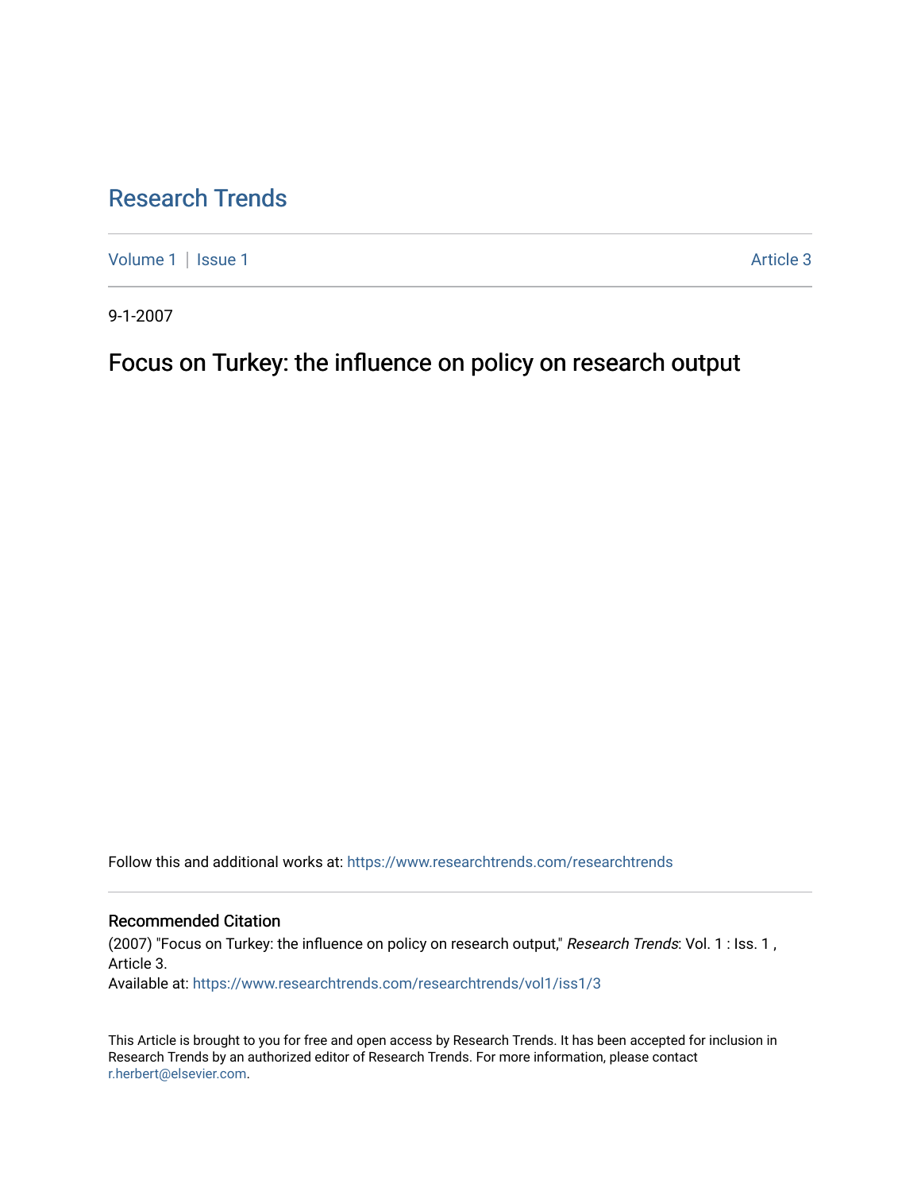# Research Trends

Volume 1 | Issue 1

Article 3

9-1-2007

## Focus on Turkey: the influence on policy on research output

Follow this and additional works at: https://www.researchtrends.com/researchtrends

### Recommended Citation

(2007) "Focus on Turkey: the influence on policy on research output," *Research Trends*: Vol. 1 : Iss. 1 , Article 3.

Available at: https://www.researchtrends.com/researchtrends/vol1/iss1/3

This Article is brought to you for free and open access by Research Trends. It has been accepted for inclusion in Research Trends by an authorized editor of Research Trends. For more information, please contact r.herbert@elsevier.com.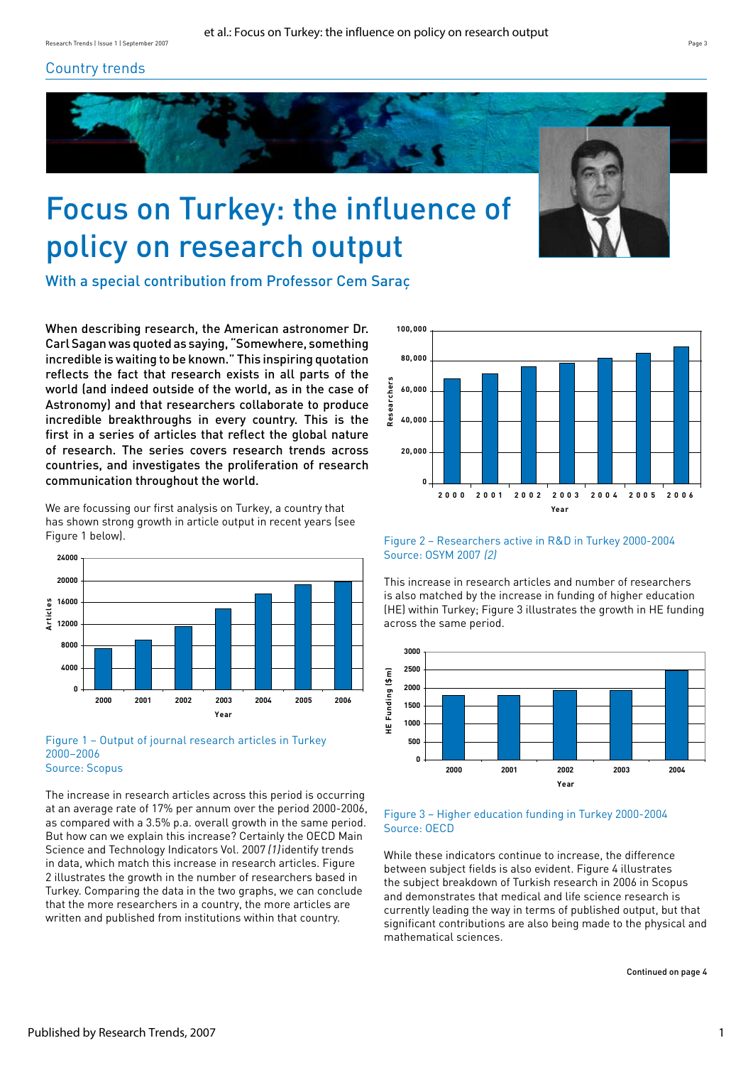Country trends

# Focus on Turkey: the influence of policy on research output

## With a special contribution from Professor Cem Saraç

**When describing research, the American astronomer Dr. Carl Sagan was quoted as saying, "Somewhere, something incredible is waiting to be known." This inspiring quotation reflects the fact that research exists in all parts of the world (and indeed outside of the world, as in the case of Astronomy) and that researchers collaborate to produce incredible breakthroughs in every country. This is the first in a series of articles that reflect the global nature of research. The series covers research trends across countries, and investigates the proliferation of research communication throughout the world.**

We are focussing our first analysis on Turkey, a country that has shown strong growth in article output in recent years (see Figure 1 below).

Figure 1 – Output of journal research articles in Turkey 2000–2006
Source: Scopus

The increase in research articles across this period is occurring at an average rate of 17% per annum over the period 2000-2006, as compared with a 3.5% p.a. overall growth in the same period. But how can we explain this increase? Certainly the OECD Main Science and Technology Indicators Vol. 2007 *(1)* identify trends in data, which match this increase in research articles. Figure 2 illustrates the growth in the number of researchers based in Turkey. Comparing the data in the two graphs, we can conclude that the more researchers in a country, the more articles are written and published from institutions within that country.

Figure 2 – Researchers active in R&D in Turkey 2000-2004
Source: OSYM 2007 *(2)*

This increase in research articles and number of researchers is also matched by the increase in funding of higher education (HE) within Turkey; Figure 3 illustrates the growth in HE funding across the same period.

Figure 3 – Higher education funding in Turkey 2000-2004
Source: OECD

While these indicators continue to increase, the difference between subject fields is also evident. Figure 4 illustrates the subject breakdown of Turkish research in 2006 in Scopus and demonstrates that medical and life science research is currently leading the way in terms of published output, but that significant contributions are also being made to the physical and mathematical sciences.

**Continued on page 4**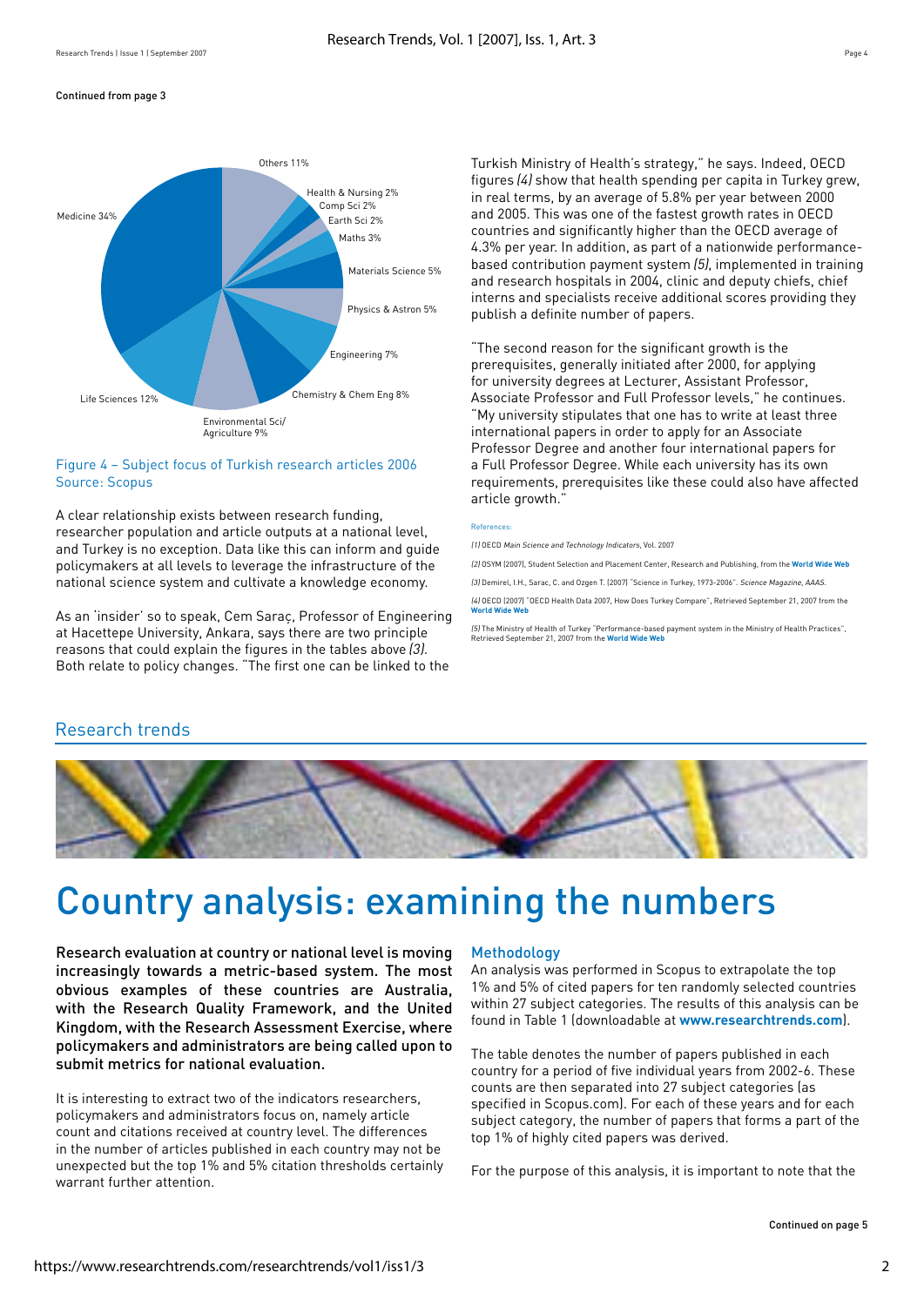Continued from page 3

Others 11%
Health & Nursing 2%
Comp Sci 2%
Earth Sci 2%
Maths 3%
Materials Science 5%
Physics & Astron 5%
Engineering 7%
Chemistry & Chem Eng 8%
Environmental Sci/ Agriculture 9%
Life Sciences 12%
Medicine 34%

Figure 4 – Subject focus of Turkish research articles 2006
Source: Scopus

A clear relationship exists between research funding, researcher population and article outputs at a national level, and Turkey is no exception. Data like this can inform and guide policymakers at all levels to leverage the infrastructure of the national science system and cultivate a knowledge economy.

As an 'insider' so to speak, Cem Saraç, Professor of Engineering at Hacettepe University, Ankara, says there are two principle reasons that could explain the figures in the tables above *(3)*. Both relate to policy changes. "The first one can be linked to the Turkish Ministry of Health's strategy," he says. Indeed, OECD figures *(4)* show that health spending per capita in Turkey grew, in real terms, by an average of 5.8% per year between 2000 and 2005. This was one of the fastest growth rates in OECD countries and significantly higher than the OECD average of 4.3% per year. In addition, as part of a nationwide performance-based contribution payment system *(5)*, implemented in training and research hospitals in 2004, clinic and deputy chiefs, chief interns and specialists receive additional scores providing they publish a definite number of papers.

"The second reason for the significant growth is the prerequisites, generally initiated after 2000, for applying for university degrees at Lecturer, Assistant Professor, Associate Professor and Full Professor levels," he continues. "My university stipulates that one has to write at least three international papers in order to apply for an Associate Professor Degree and another four international papers for a Full Professor Degree. While each university has its own requirements, prerequisites like these could also have affected article growth."

References:

*(1)* OECD *Main Science and Technology Indicators*, Vol. 2007

*(2)* OSYM (2007), Student Selection and Placement Center, Research and Publishing, from the **World Wide Web**

*(3)* Demirel, I.H., Sarac, C. and Ozgen T. (2007) "Science in Turkey, 1973-2006". *Science Magazine, AAAS.*

*(4)* OECD (2007) "OECD Health Data 2007, How Does Turkey Compare", Retrieved September 21, 2007 from the **World Wide Web**

*(5)* The Ministry of Health of Turkey "Performance-based payment system in the Ministry of Health Practices", Retrieved September 21, 2007 from the **World Wide Web**

## Research trends

# Country analysis: examining the numbers

**Research evaluation at country or national level is moving increasingly towards a metric-based system. The most obvious examples of these countries are Australia, with the Research Quality Framework, and the United Kingdom, with the Research Assessment Exercise, where policymakers and administrators are being called upon to submit metrics for national evaluation.**

It is interesting to extract two of the indicators researchers, policymakers and administrators focus on, namely article count and citations received at country level. The differences in the number of articles published in each country may not be unexpected but the top 1% and 5% citation thresholds certainly warrant further attention.

### Methodology

An analysis was performed in Scopus to extrapolate the top 1% and 5% of cited papers for ten randomly selected countries within 27 subject categories. The results of this analysis can be found in Table 1 (downloadable at **www.researchtrends.com**).

The table denotes the number of papers published in each country for a period of five individual years from 2002-6. These counts are then separated into 27 subject categories (as specified in Scopus.com). For each of these years and for each subject category, the number of papers that forms a part of the top 1% of highly cited papers was derived.

For the purpose of this analysis, it is important to note that the

Continued on page 5